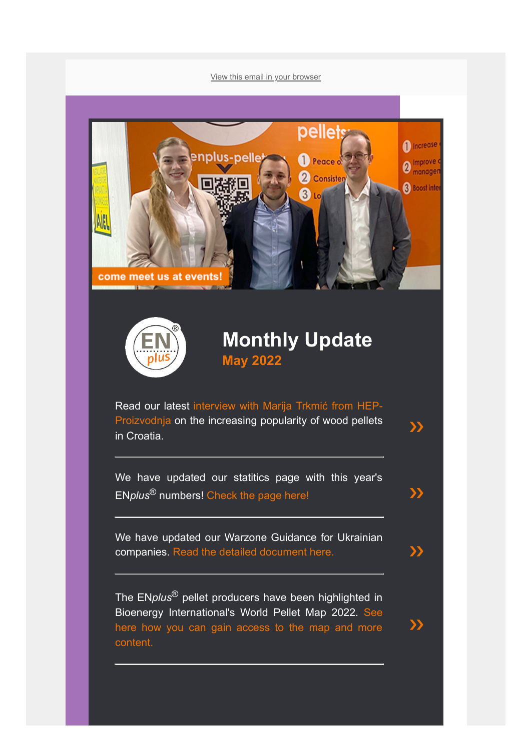View this email in your browser

# Monthly Update

## May 2022

Read our latest interview with Marija Trkmić from HEP-Proizvodnja on the increasing popularity of wood pellets in Croatia. »

---

We have updated our statitics page with this year's EN*plus*® numbers! Check the page here! »

---

We have updated our Warzone Guidance for Ukrainian companies. Read the detailed document here. »

---

The EN*plus*® pellet producers have been highlighted in Bioenergy International's World Pellet Map 2022. See here how you can gain access to the map and more content. »

---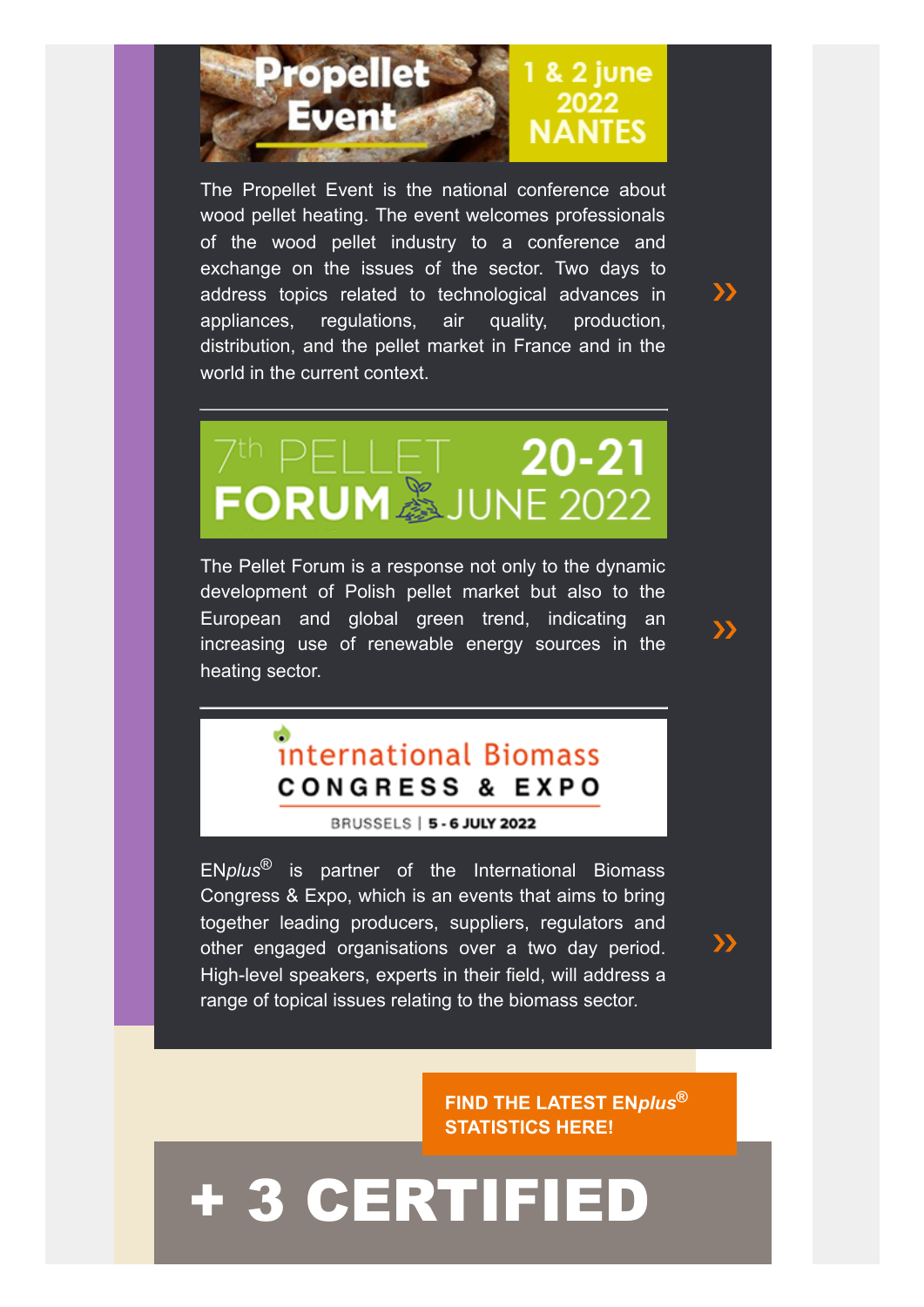**Propellet Event**

**1 & 2 june 2022 NANTES**

The Propellet Event is the national conference about wood pellet heating. The event welcomes professionals of the wood pellet industry to a conference and exchange on the issues of the sector. Two days to address topics related to technological advances in appliances, regulations, air quality, production, distribution, and the pellet market in France and in the world in the current context.

»

---

**7th PELLET FORUM 20-21 JUNE 2022**

The Pellet Forum is a response not only to the dynamic development of Polish pellet market but also to the European and global green trend, indicating an increasing use of renewable energy sources in the heating sector.

»

---

**international Biomass CONGRESS & EXPO**

BRUSSELS | 5 - 6 JULY 2022

EN*plus*® is partner of the International Biomass Congress & Expo, which is an events that aims to bring together leading producers, suppliers, regulators and other engaged organisations over a two day period. High-level speakers, experts in their field, will address a range of topical issues relating to the biomass sector.

»

**FIND THE LATEST EN*plus*® STATISTICS HERE!**

# + 3 CERTIFIED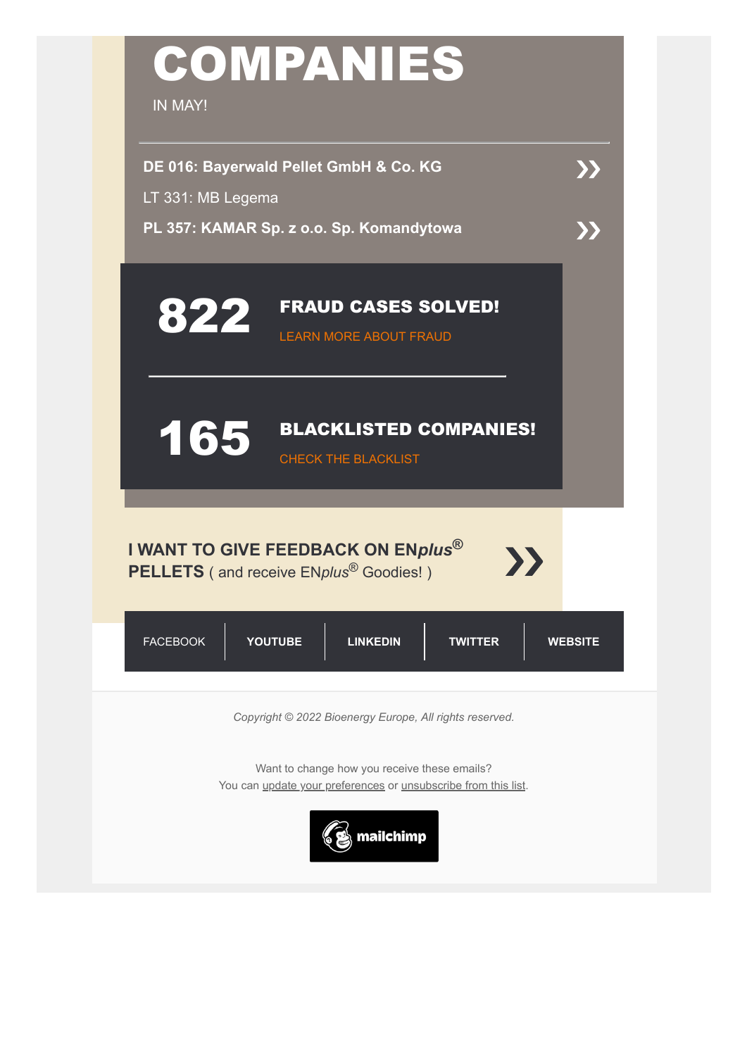# COMPANIES

IN MAY!

**DE 016: Bayerwald Pellet GmbH & Co. KG** »

LT 331: MB Legema

**PL 357: KAMAR Sp. z o.o. Sp. Komandytowa** »

**822** **FRAUD CASES SOLVED!**

LEARN MORE ABOUT FRAUD

**165** **BLACKLISTED COMPANIES!**

CHECK THE BLACKLIST

**I WANT TO GIVE FEEDBACK ON EN*plus*® PELLETS** ( and receive EN*plus*® Goodies! ) »

FACEBOOK | **YOUTUBE** | **LINKEDIN** | **TWITTER** | **WEBSITE**

*Copyright © 2022 Bioenergy Europe, All rights reserved.*

Want to change how you receive these emails?
You can update your preferences or unsubscribe from this list.

mailchimp